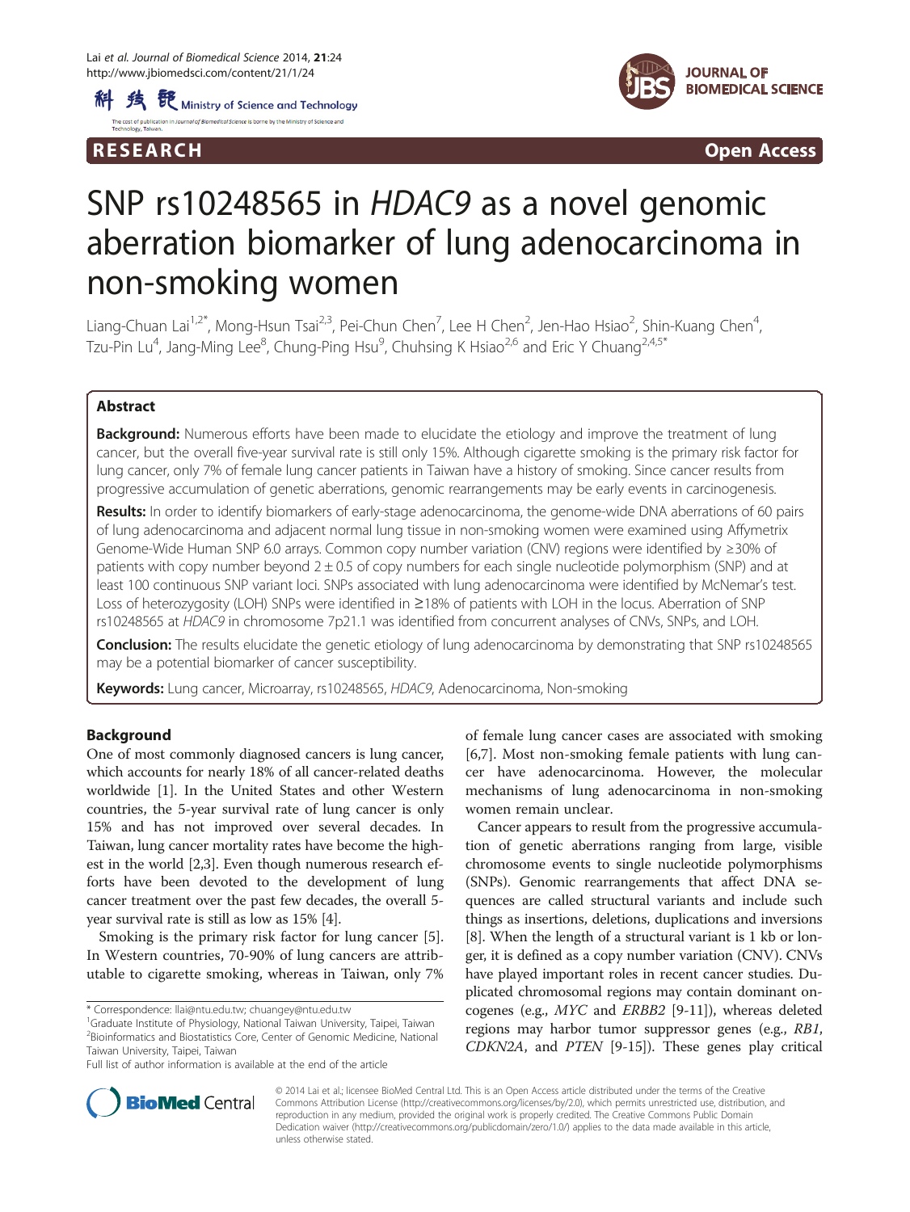RESEARCH Open Access

# SNP rs10248565 in *HDAC9* as a novel genomic aberration biomarker of lung adenocarcinoma in non-smoking women

Liang-Chuan Lai[1,2*], Mong-Hsun Tsai[2,3], Pei-Chun Chen[7], Lee H Chen[2], Jen-Hao Hsiao[2], Shin-Kuang Chen[4], Tzu-Pin Lu[4], Jang-Ming Lee[8], Chung-Ping Hsu[9], Chuhsing K Hsiao[2,6] and Eric Y Chuang[2,4,5*]

## Abstract

**Background:** Numerous efforts have been made to elucidate the etiology and improve the treatment of lung cancer, but the overall five-year survival rate is still only 15%. Although cigarette smoking is the primary risk factor for lung cancer, only 7% of female lung cancer patients in Taiwan have a history of smoking. Since cancer results from progressive accumulation of genetic aberrations, genomic rearrangements may be early events in carcinogenesis.

**Results:** In order to identify biomarkers of early-stage adenocarcinoma, the genome-wide DNA aberrations of 60 pairs of lung adenocarcinoma and adjacent normal lung tissue in non-smoking women were examined using Affymetrix Genome-Wide Human SNP 6.0 arrays. Common copy number variation (CNV) regions were identified by ≥30% of patients with copy number beyond 2 ± 0.5 of copy numbers for each single nucleotide polymorphism (SNP) and at least 100 continuous SNP variant loci. SNPs associated with lung adenocarcinoma were identified by McNemar's test. Loss of heterozygosity (LOH) SNPs were identified in ≥18% of patients with LOH in the locus. Aberration of SNP rs10248565 at *HDAC9* in chromosome 7p21.1 was identified from concurrent analyses of CNVs, SNPs, and LOH.

**Conclusion:** The results elucidate the genetic etiology of lung adenocarcinoma by demonstrating that SNP rs10248565 may be a potential biomarker of cancer susceptibility.

**Keywords:** Lung cancer, Microarray, rs10248565, *HDAC9*, Adenocarcinoma, Non-smoking

## Background

One of most commonly diagnosed cancers is lung cancer, which accounts for nearly 18% of all cancer-related deaths worldwide [1]. In the United States and other Western countries, the 5-year survival rate of lung cancer is only 15% and has not improved over several decades. In Taiwan, lung cancer mortality rates have become the highest in the world [2,3]. Even though numerous research efforts have been devoted to the development of lung cancer treatment over the past few decades, the overall 5-year survival rate is still as low as 15% [4].

Smoking is the primary risk factor for lung cancer [5]. In Western countries, 70-90% of lung cancers are attributable to cigarette smoking, whereas in Taiwan, only 7% of female lung cancer cases are associated with smoking [6,7]. Most non-smoking female patients with lung cancer have adenocarcinoma. However, the molecular mechanisms of lung adenocarcinoma in non-smoking women remain unclear.

Cancer appears to result from the progressive accumulation of genetic aberrations ranging from large, visible chromosome events to single nucleotide polymorphisms (SNPs). Genomic rearrangements that affect DNA sequences are called structural variants and include such things as insertions, deletions, duplications and inversions [8]. When the length of a structural variant is 1 kb or longer, it is defined as a copy number variation (CNV). CNVs have played important roles in recent cancer studies. Duplicated chromosomal regions may contain dominant oncogenes (e.g., *MYC* and *ERBB2* [9-11]), whereas deleted regions may harbor tumor suppressor genes (e.g., *RB1*, *CDKN2A*, and *PTEN* [9-15]). These genes play critical

* Correspondence: llai@ntu.edu.tw; chuangey@ntu.edu.tw
[1]Graduate Institute of Physiology, National Taiwan University, Taipei, Taiwan
[2]Bioinformatics and Biostatistics Core, Center of Genomic Medicine, National Taiwan University, Taipei, Taiwan
Full list of author information is available at the end of the article

© 2014 Lai et al.; licensee BioMed Central Ltd. This is an Open Access article distributed under the terms of the Creative Commons Attribution License (http://creativecommons.org/licenses/by/2.0), which permits unrestricted use, distribution, and reproduction in any medium, provided the original work is properly credited. The Creative Commons Public Domain Dedication waiver (http://creativecommons.org/publicdomain/zero/1.0/) applies to the data made available in this article, unless otherwise stated.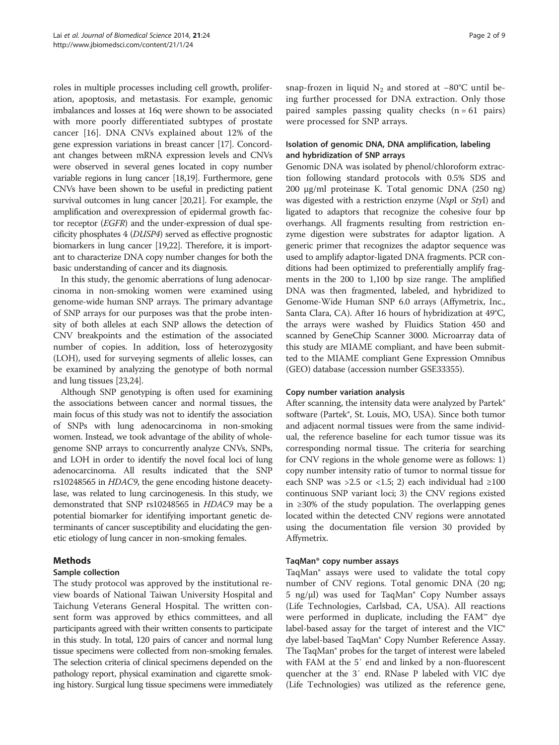roles in multiple processes including cell growth, proliferation, apoptosis, and metastasis. For example, genomic imbalances and losses at 16q were shown to be associated with more poorly differentiated subtypes of prostate cancer [16]. DNA CNVs explained about 12% of the gene expression variations in breast cancer [17]. Concordant changes between mRNA expression levels and CNVs were observed in several genes located in copy number variable regions in lung cancer [18,19]. Furthermore, gene CNVs have been shown to be useful in predicting patient survival outcomes in lung cancer [20,21]. For example, the amplification and overexpression of epidermal growth factor receptor (*EGFR*) and the under-expression of dual specificity phosphates 4 (*DUSP4*) served as effective prognostic biomarkers in lung cancer [19,22]. Therefore, it is important to characterize DNA copy number changes for both the basic understanding of cancer and its diagnosis.

In this study, the genomic aberrations of lung adenocarcinoma in non-smoking women were examined using genome-wide human SNP arrays. The primary advantage of SNP arrays for our purposes was that the probe intensity of both alleles at each SNP allows the detection of CNV breakpoints and the estimation of the associated number of copies. In addition, loss of heterozygosity (LOH), used for surveying segments of allelic losses, can be examined by analyzing the genotype of both normal and lung tissues [23,24].

Although SNP genotyping is often used for examining the associations between cancer and normal tissues, the main focus of this study was not to identify the association of SNPs with lung adenocarcinoma in non-smoking women. Instead, we took advantage of the ability of whole-genome SNP arrays to concurrently analyze CNVs, SNPs, and LOH in order to identify the novel focal loci of lung adenocarcinoma. All results indicated that the SNP rs10248565 in *HDAC9*, the gene encoding histone deacetylase, was related to lung carcinogenesis. In this study, we demonstrated that SNP rs10248565 in *HDAC9* may be a potential biomarker for identifying important genetic determinants of cancer susceptibility and elucidating the genetic etiology of lung cancer in non-smoking females.

## Methods

### Sample collection

The study protocol was approved by the institutional review boards of National Taiwan University Hospital and Taichung Veterans General Hospital. The written consent form was approved by ethics committees, and all participants agreed with their written consents to participate in this study. In total, 120 pairs of cancer and normal lung tissue specimens were collected from non-smoking females. The selection criteria of clinical specimens depended on the pathology report, physical examination and cigarette smoking history. Surgical lung tissue specimens were immediately snap-frozen in liquid $N_2$ and stored at −80°C until being further processed for DNA extraction. Only those paired samples passing quality checks (n = 61 pairs) were processed for SNP arrays.

### Isolation of genomic DNA, DNA amplification, labeling and hybridization of SNP arrays

Genomic DNA was isolated by phenol/chloroform extraction following standard protocols with 0.5% SDS and 200 μg/ml proteinase K. Total genomic DNA (250 ng) was digested with a restriction enzyme (*Nsp*I or *Sty*I) and ligated to adaptors that recognize the cohesive four bp overhangs. All fragments resulting from restriction enzyme digestion were substrates for adaptor ligation. A generic primer that recognizes the adaptor sequence was used to amplify adaptor-ligated DNA fragments. PCR conditions had been optimized to preferentially amplify fragments in the 200 to 1,100 bp size range. The amplified DNA was then fragmented, labeled, and hybridized to Genome-Wide Human SNP 6.0 arrays (Affymetrix, Inc., Santa Clara, CA). After 16 hours of hybridization at 49°C, the arrays were washed by Fluidics Station 450 and scanned by GeneChip Scanner 3000. Microarray data of this study are MIAME compliant, and have been submitted to the MIAME compliant Gene Expression Omnibus (GEO) database (accession number GSE33355).

### Copy number variation analysis

After scanning, the intensity data were analyzed by Partek® software (Partek®, St. Louis, MO, USA). Since both tumor and adjacent normal tissues were from the same individual, the reference baseline for each tumor tissue was its corresponding normal tissue. The criteria for searching for CNV regions in the whole genome were as follows: 1) copy number intensity ratio of tumor to normal tissue for each SNP was >2.5 or <1.5; 2) each individual had ≥100 continuous SNP variant loci; 3) the CNV regions existed in ≥30% of the study population. The overlapping genes located within the detected CNV regions were annotated using the documentation file version 30 provided by Affymetrix.

### TaqMan® copy number assays

TaqMan® assays were used to validate the total copy number of CNV regions. Total genomic DNA (20 ng; 5 ng/μl) was used for TaqMan® Copy Number assays (Life Technologies, Carlsbad, CA, USA). All reactions were performed in duplicate, including the FAM™ dye label-based assay for the target of interest and the VIC® dye label-based TaqMan® Copy Number Reference Assay. The TaqMan® probes for the target of interest were labeled with FAM at the 5′ end and linked by a non-fluorescent quencher at the 3′ end. RNase P labeled with VIC dye (Life Technologies) was utilized as the reference gene,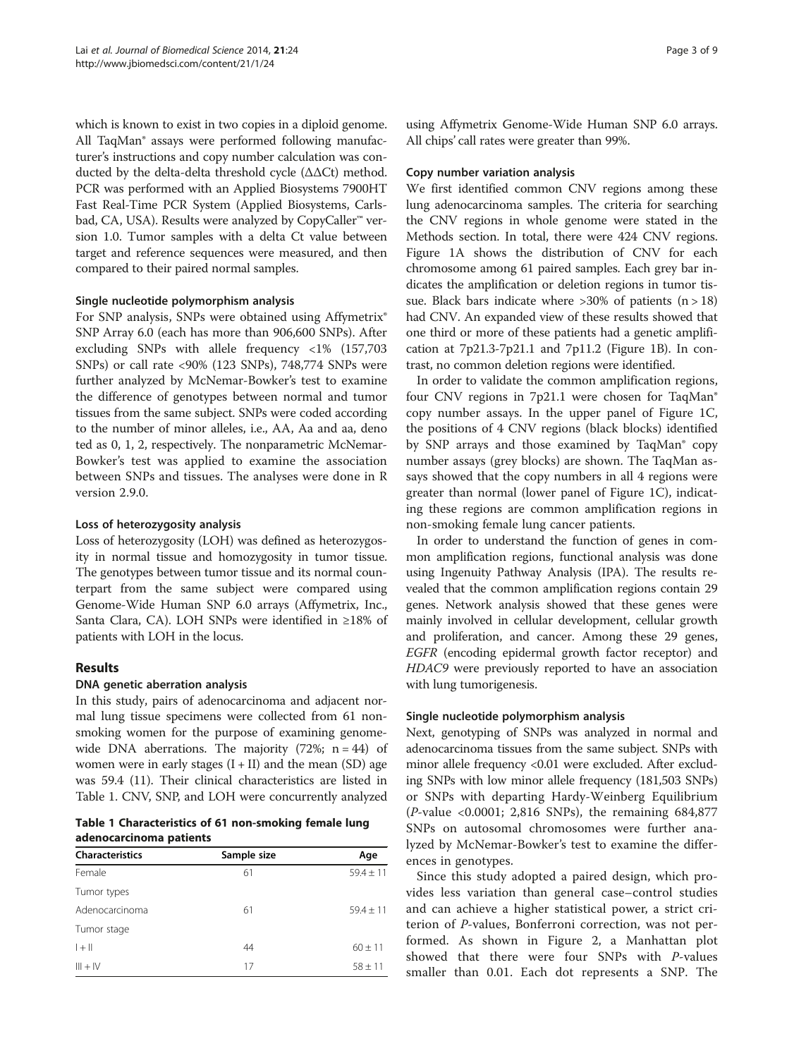which is known to exist in two copies in a diploid genome. All TaqMan® assays were performed following manufacturer's instructions and copy number calculation was conducted by the delta-delta threshold cycle (ΔΔCt) method. PCR was performed with an Applied Biosystems 7900HT Fast Real-Time PCR System (Applied Biosystems, Carlsbad, CA, USA). Results were analyzed by CopyCaller™ version 1.0. Tumor samples with a delta Ct value between target and reference sequences were measured, and then compared to their paired normal samples.

#### Single nucleotide polymorphism analysis

For SNP analysis, SNPs were obtained using Affymetrix® SNP Array 6.0 (each has more than 906,600 SNPs). After excluding SNPs with allele frequency <1% (157,703 SNPs) or call rate <90% (123 SNPs), 748,774 SNPs were further analyzed by McNemar-Bowker's test to examine the difference of genotypes between normal and tumor tissues from the same subject. SNPs were coded according to the number of minor alleles, i.e., AA, Aa and aa, denoted as 0, 1, 2, respectively. The nonparametric McNemar-Bowker's test was applied to examine the association between SNPs and tissues. The analyses were done in R version 2.9.0.

#### Loss of heterozygosity analysis

Loss of heterozygosity (LOH) was defined as heterozygosity in normal tissue and homozygosity in tumor tissue. The genotypes between tumor tissue and its normal counterpart from the same subject were compared using Genome-Wide Human SNP 6.0 arrays (Affymetrix, Inc., Santa Clara, CA). LOH SNPs were identified in ≥18% of patients with LOH in the locus.

## Results

#### DNA genetic aberration analysis

In this study, pairs of adenocarcinoma and adjacent normal lung tissue specimens were collected from 61 nonsmoking women for the purpose of examining genome-wide DNA aberrations. The majority (72%; n = 44) of women were in early stages (I + II) and the mean (SD) age was 59.4 (11). Their clinical characteristics are listed in Table 1. CNV, SNP, and LOH were concurrently analyzed using Affymetrix Genome-Wide Human SNP 6.0 arrays. All chips' call rates were greater than 99%.

**Table 1 Characteristics of 61 non-smoking female lung adenocarcinoma patients**

| Characteristics | Sample size | Age |
|---|---|---|
| Female | 61 | 59.4 ± 11 |
| Tumor types | | |
| Adenocarcinoma | 61 | 59.4 ± 11 |
| Tumor stage | | |
| I + II | 44 | 60 ± 11 |
| III + IV | 17 | 58 ± 11 |

#### Copy number variation analysis

We first identified common CNV regions among these lung adenocarcinoma samples. The criteria for searching the CNV regions in whole genome were stated in the Methods section. In total, there were 424 CNV regions. Figure 1A shows the distribution of CNV for each chromosome among 61 paired samples. Each grey bar indicates the amplification or deletion regions in tumor tissue. Black bars indicate where >30% of patients (n > 18) had CNV. An expanded view of these results showed that one third or more of these patients had a genetic amplification at 7p21.3-7p21.1 and 7p11.2 (Figure 1B). In contrast, no common deletion regions were identified.

In order to validate the common amplification regions, four CNV regions in 7p21.1 were chosen for TaqMan® copy number assays. In the upper panel of Figure 1C, the positions of 4 CNV regions (black blocks) identified by SNP arrays and those examined by TaqMan® copy number assays (grey blocks) are shown. The TaqMan assays showed that the copy numbers in all 4 regions were greater than normal (lower panel of Figure 1C), indicating these regions are common amplification regions in non-smoking female lung cancer patients.

In order to understand the function of genes in common amplification regions, functional analysis was done using Ingenuity Pathway Analysis (IPA). The results revealed that the common amplification regions contain 29 genes. Network analysis showed that these genes were mainly involved in cellular development, cellular growth and proliferation, and cancer. Among these 29 genes, *EGFR* (encoding epidermal growth factor receptor) and *HDAC9* were previously reported to have an association with lung tumorigenesis.

#### Single nucleotide polymorphism analysis

Next, genotyping of SNPs was analyzed in normal and adenocarcinoma tissues from the same subject. SNPs with minor allele frequency <0.01 were excluded. After excluding SNPs with low minor allele frequency (181,503 SNPs) or SNPs with departing Hardy-Weinberg Equilibrium (*P*-value <0.0001; 2,816 SNPs), the remaining 684,877 SNPs on autosomal chromosomes were further analyzed by McNemar-Bowker's test to examine the differences in genotypes.

Since this study adopted a paired design, which provides less variation than general case–control studies and can achieve a higher statistical power, a strict criterion of *P*-values, Bonferroni correction, was not performed. As shown in Figure 2, a Manhattan plot showed that there were four SNPs with *P*-values smaller than 0.01. Each dot represents a SNP. The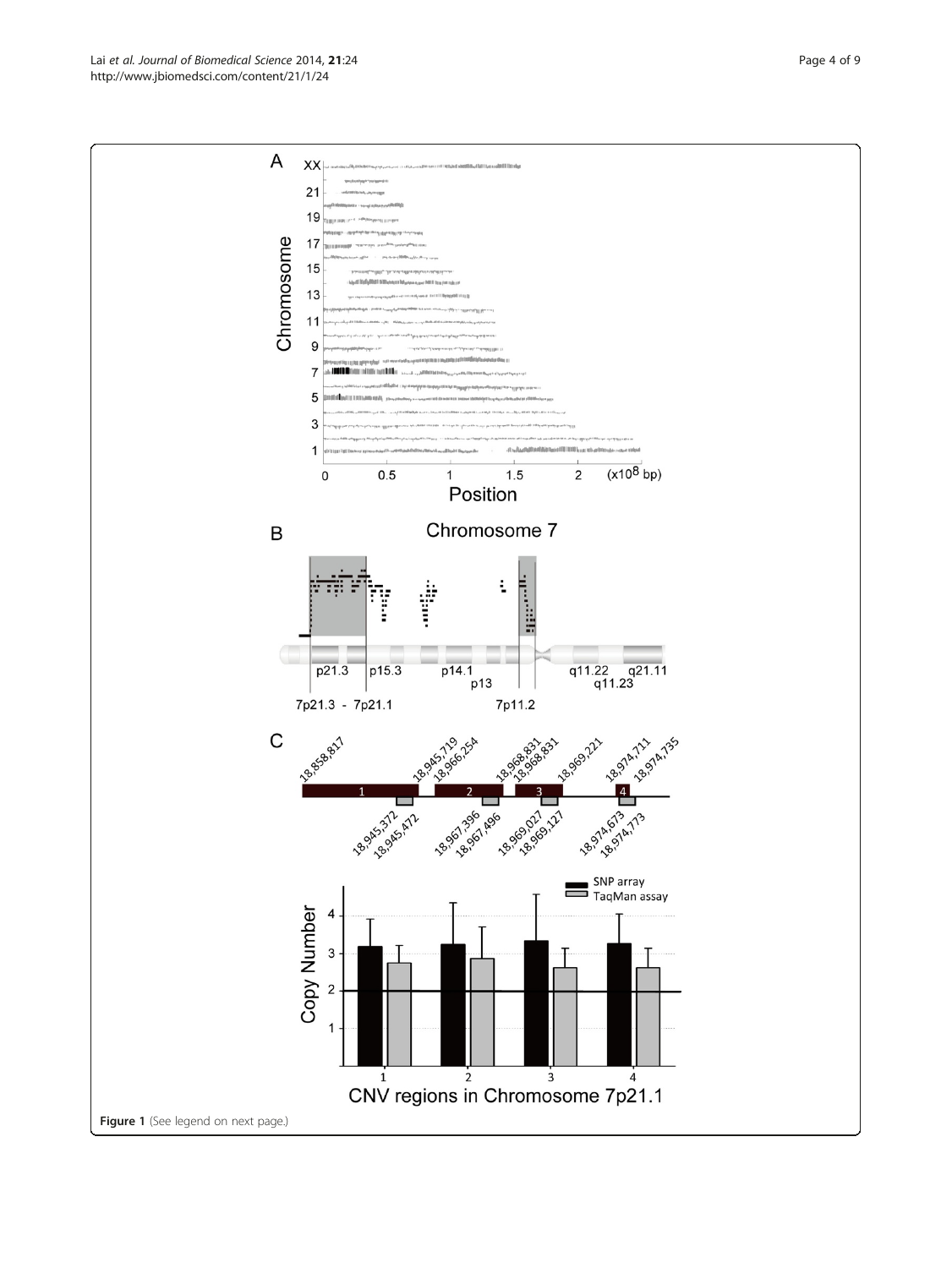**Figure 1** (See legend on next page.)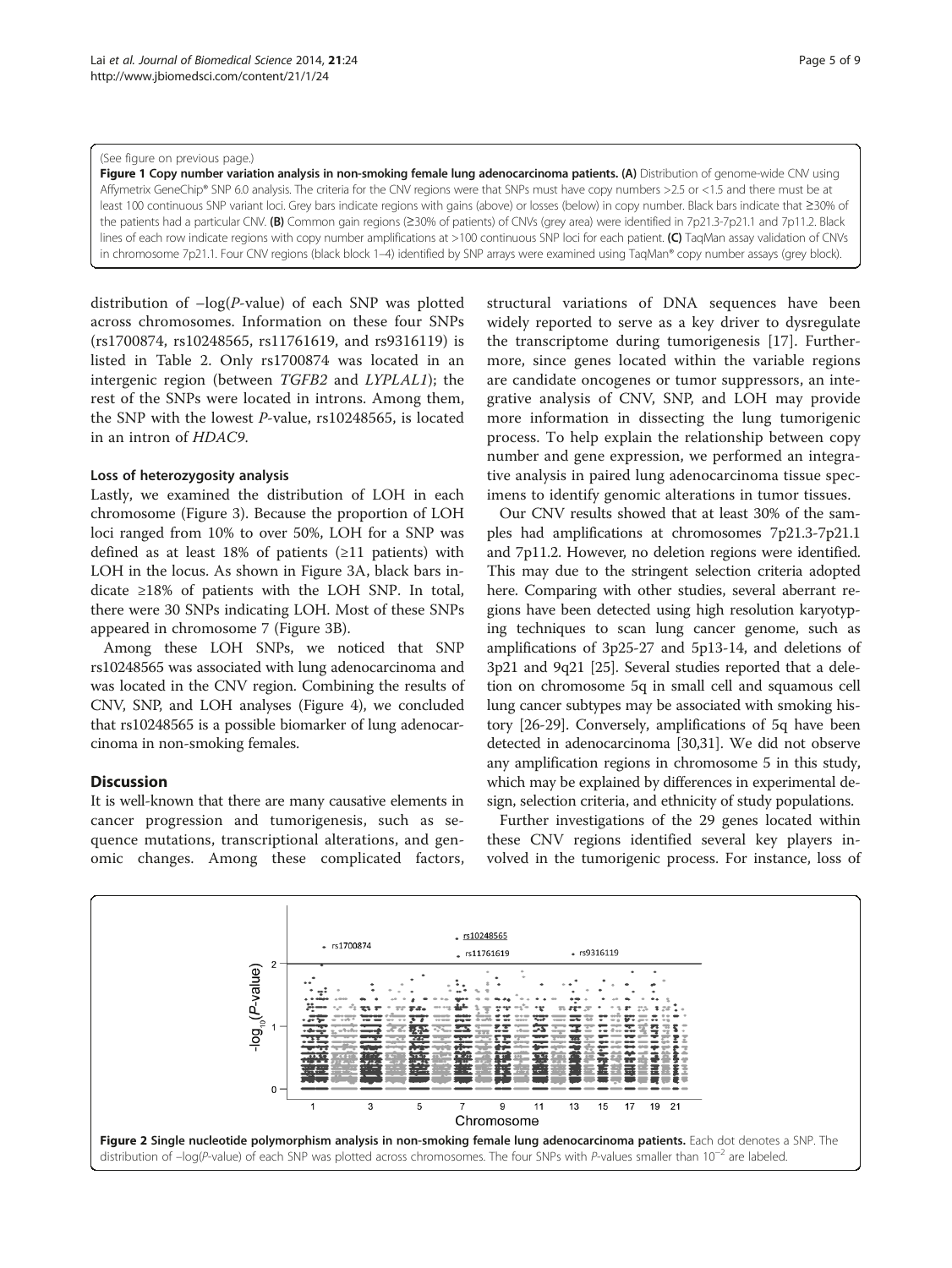(See figure on previous page.)

**Figure 1 Copy number variation analysis in non-smoking female lung adenocarcinoma patients. (A)** Distribution of genome-wide CNV using Affymetrix GeneChip® SNP 6.0 analysis. The criteria for the CNV regions were that SNPs must have copy numbers >2.5 or <1.5 and there must be at least 100 continuous SNP variant loci. Grey bars indicate regions with gains (above) or losses (below) in copy number. Black bars indicate that ≥30% of the patients had a particular CNV. **(B)** Common gain regions (≥30% of patients) of CNVs (grey area) were identified in 7p21.3-7p21.1 and 7p11.2. Black lines of each row indicate regions with copy number amplifications at >100 continuous SNP loci for each patient. **(C)** TaqMan assay validation of CNVs in chromosome 7p21.1. Four CNV regions (black block 1–4) identified by SNP arrays were examined using TaqMan® copy number assays (grey block).

distribution of –log(*P*-value) of each SNP was plotted across chromosomes. Information on these four SNPs (rs1700874, rs10248565, rs11761619, and rs9316119) is listed in Table 2. Only rs1700874 was located in an intergenic region (between *TGFB2* and *LYPLAL1*); the rest of the SNPs were located in introns. Among them, the SNP with the lowest *P*-value, rs10248565, is located in an intron of *HDAC9*.

#### Loss of heterozygosity analysis

Lastly, we examined the distribution of LOH in each chromosome (Figure 3). Because the proportion of LOH loci ranged from 10% to over 50%, LOH for a SNP was defined as at least 18% of patients (≥11 patients) with LOH in the locus. As shown in Figure 3A, black bars indicate ≥18% of patients with the LOH SNP. In total, there were 30 SNPs indicating LOH. Most of these SNPs appeared in chromosome 7 (Figure 3B).

Among these LOH SNPs, we noticed that SNP rs10248565 was associated with lung adenocarcinoma and was located in the CNV region. Combining the results of CNV, SNP, and LOH analyses (Figure 4), we concluded that rs10248565 is a possible biomarker of lung adenocarcinoma in non-smoking females.

## Discussion

It is well-known that there are many causative elements in cancer progression and tumorigenesis, such as sequence mutations, transcriptional alterations, and genomic changes. Among these complicated factors, structural variations of DNA sequences have been widely reported to serve as a key driver to dysregulate the transcriptome during tumorigenesis [17]. Furthermore, since genes located within the variable regions are candidate oncogenes or tumor suppressors, an integrative analysis of CNV, SNP, and LOH may provide more information in dissecting the lung tumorigenic process. To help explain the relationship between copy number and gene expression, we performed an integrative analysis in paired lung adenocarcinoma tissue specimens to identify genomic alterations in tumor tissues.

Our CNV results showed that at least 30% of the samples had amplifications at chromosomes 7p21.3-7p21.1 and 7p11.2. However, no deletion regions were identified. This may due to the stringent selection criteria adopted here. Comparing with other studies, several aberrant regions have been detected using high resolution karyotyping techniques to scan lung cancer genome, such as amplifications of 3p25-27 and 5p13-14, and deletions of 3p21 and 9q21 [25]. Several studies reported that a deletion on chromosome 5q in small cell and squamous cell lung cancer subtypes may be associated with smoking history [26-29]. Conversely, amplifications of 5q have been detected in adenocarcinoma [30,31]. We did not observe any amplification regions in chromosome 5 in this study, which may be explained by differences in experimental design, selection criteria, and ethnicity of study populations.

Further investigations of the 29 genes located within these CNV regions identified several key players involved in the tumorigenic process. For instance, loss of

**Figure 2 Single nucleotide polymorphism analysis in non-smoking female lung adenocarcinoma patients.** Each dot denotes a SNP. The distribution of –log(*P*-value) of each SNP was plotted across chromosomes. The four SNPs with *P*-values smaller than $10^{-2}$ are labeled.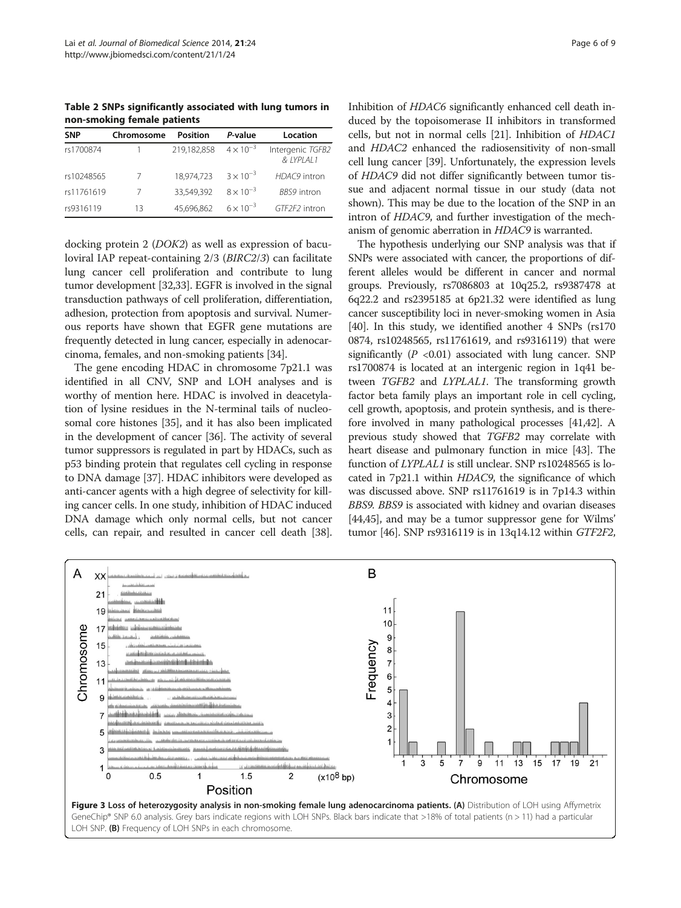**Table 2 SNPs significantly associated with lung tumors in non-smoking female patients**

| SNP | Chromosome | Position | *P*-value | Location |
|---|---|---|---|---|
| rs1700874 | 1 | 219,182,858 | $4 \times 10^{-3}$ | Intergenic *TGFB2* & *LYPLAL1* |
| rs10248565 | 7 | 18,974,723 | $3 \times 10^{-3}$ | *HDAC9* intron |
| rs11761619 | 7 | 33,549,392 | $8 \times 10^{-3}$ | *BBS9* intron |
| rs9316119 | 13 | 45,696,862 | $6 \times 10^{-3}$ | *GTF2F2* intron |

docking protein 2 (*DOK2*) as well as expression of baculoviral IAP repeat-containing 2/3 (*BIRC2/3*) can facilitate lung cancer cell proliferation and contribute to lung tumor development [32,33]. EGFR is involved in the signal transduction pathways of cell proliferation, differentiation, adhesion, protection from apoptosis and survival. Numerous reports have shown that EGFR gene mutations are frequently detected in lung cancer, especially in adenocarcinoma, females, and non-smoking patients [34].

The gene encoding HDAC in chromosome 7p21.1 was identified in all CNV, SNP and LOH analyses and is worthy of mention here. HDAC is involved in deacetylation of lysine residues in the N-terminal tails of nucleosomal core histones [35], and it has also been implicated in the development of cancer [36]. The activity of several tumor suppressors is regulated in part by HDACs, such as p53 binding protein that regulates cell cycling in response to DNA damage [37]. HDAC inhibitors were developed as anti-cancer agents with a high degree of selectivity for killing cancer cells. In one study, inhibition of HDAC induced DNA damage which only normal cells, but not cancer cells, can repair, and resulted in cancer cell death [38]. Inhibition of *HDAC6* significantly enhanced cell death induced by the topoisomerase II inhibitors in transformed cells, but not in normal cells [21]. Inhibition of *HDAC1* and *HDAC2* enhanced the radiosensitivity of non-small cell lung cancer [39]. Unfortunately, the expression levels of *HDAC9* did not differ significantly between tumor tissue and adjacent normal tissue in our study (data not shown). This may be due to the location of the SNP in an intron of *HDAC9*, and further investigation of the mechanism of genomic aberration in *HDAC9* is warranted.

The hypothesis underlying our SNP analysis was that if SNPs were associated with cancer, the proportions of different alleles would be different in cancer and normal groups. Previously, rs7086803 at 10q25.2, rs9387478 at 6q22.2 and rs2395185 at 6p21.32 were identified as lung cancer susceptibility loci in never-smoking women in Asia [40]. In this study, we identified another 4 SNPs (rs1700874, rs10248565, rs11761619, and rs9316119) that were significantly ($P < 0.01$) associated with lung cancer. SNP rs1700874 is located at an intergenic region in 1q41 between *TGFB2* and *LYPLAL1*. The transforming growth factor beta family plays an important role in cell cycling, cell growth, apoptosis, and protein synthesis, and is therefore involved in many pathological processes [41,42]. A previous study showed that *TGFB2* may correlate with heart disease and pulmonary function in mice [43]. The function of *LYPLAL1* is still unclear. SNP rs10248565 is located in 7p21.1 within *HDAC9*, the significance of which was discussed above. SNP rs11761619 is in 7p14.3 within *BBS9*. *BBS9* is associated with kidney and ovarian diseases [44,45], and may be a tumor suppressor gene for Wilms' tumor [46]. SNP rs9316119 is in 13q14.12 within *GTF2F2*,

**Figure 3 Loss of heterozygosity analysis in non-smoking female lung adenocarcinoma patients. (A)** Distribution of LOH using Affymetrix GeneChip® SNP 6.0 analysis. Grey bars indicate regions with LOH SNPs. Black bars indicate that >18% of total patients (n > 11) had a particular LOH SNP. **(B)** Frequency of LOH SNPs in each chromosome.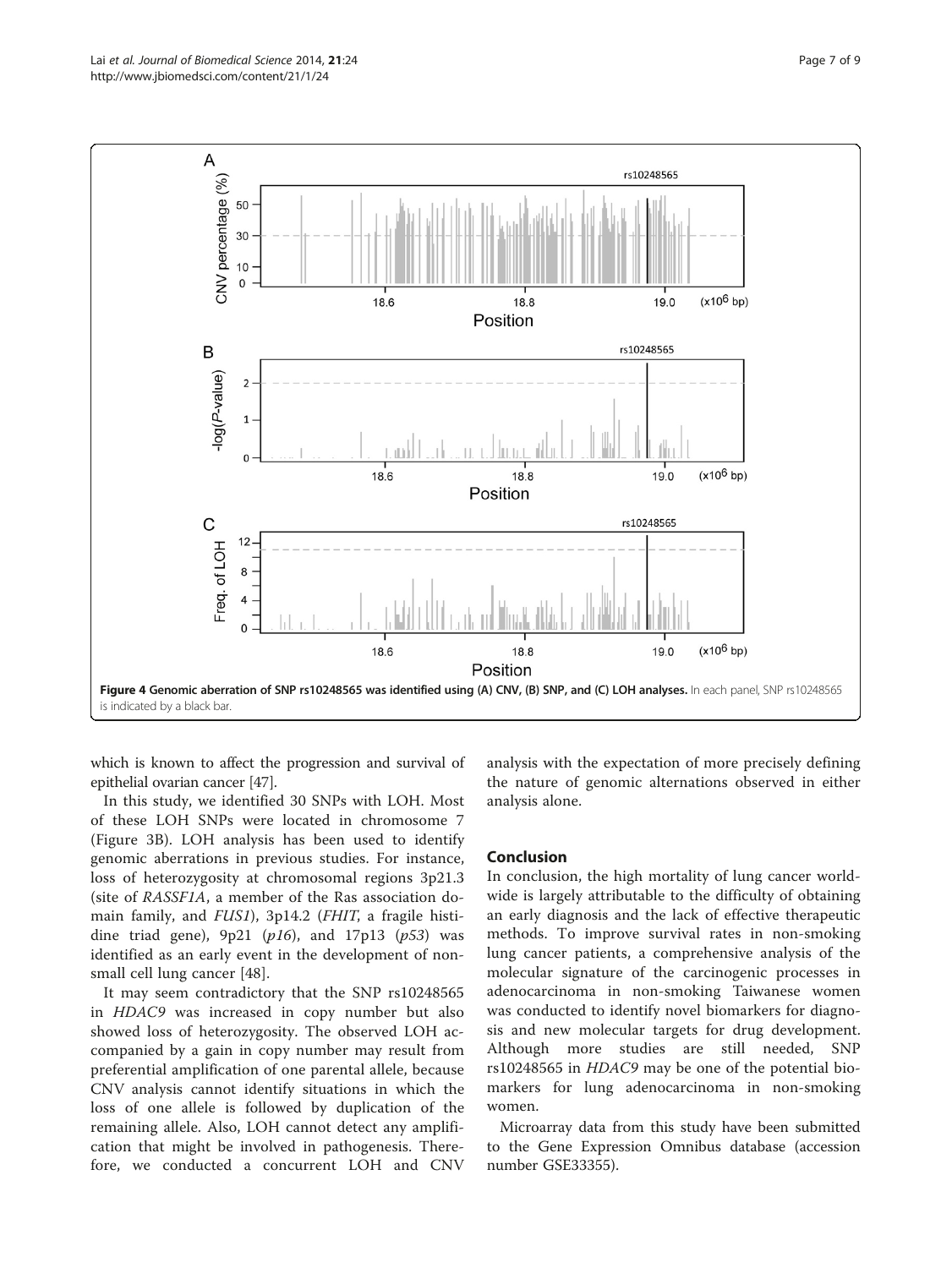**Figure 4 Genomic aberration of SNP rs10248565 was identified using (A) CNV, (B) SNP, and (C) LOH analyses.** In each panel, SNP rs10248565 is indicated by a black bar.

which is known to affect the progression and survival of epithelial ovarian cancer [47].

In this study, we identified 30 SNPs with LOH. Most of these LOH SNPs were located in chromosome 7 (Figure 3B). LOH analysis has been used to identify genomic aberrations in previous studies. For instance, loss of heterozygosity at chromosomal regions 3p21.3 (site of *RASSF1A*, a member of the Ras association domain family, and *FUS1*), 3p14.2 (*FHIT*, a fragile histidine triad gene), 9p21 (*p16*), and 17p13 (*p53*) was identified as an early event in the development of non-small cell lung cancer [48].

It may seem contradictory that the SNP rs10248565 in *HDAC9* was increased in copy number but also showed loss of heterozygosity. The observed LOH accompanied by a gain in copy number may result from preferential amplification of one parental allele, because CNV analysis cannot identify situations in which the loss of one allele is followed by duplication of the remaining allele. Also, LOH cannot detect any amplification that might be involved in pathogenesis. Therefore, we conducted a concurrent LOH and CNV analysis with the expectation of more precisely defining the nature of genomic alternations observed in either analysis alone.

## Conclusion

In conclusion, the high mortality of lung cancer worldwide is largely attributable to the difficulty of obtaining an early diagnosis and the lack of effective therapeutic methods. To improve survival rates in non-smoking lung cancer patients, a comprehensive analysis of the molecular signature of the carcinogenic processes in adenocarcinoma in non-smoking Taiwanese women was conducted to identify novel biomarkers for diagnosis and new molecular targets for drug development. Although more studies are still needed, SNP rs10248565 in *HDAC9* may be one of the potential biomarkers for lung adenocarcinoma in non-smoking women.

Microarray data from this study have been submitted to the Gene Expression Omnibus database (accession number GSE33355).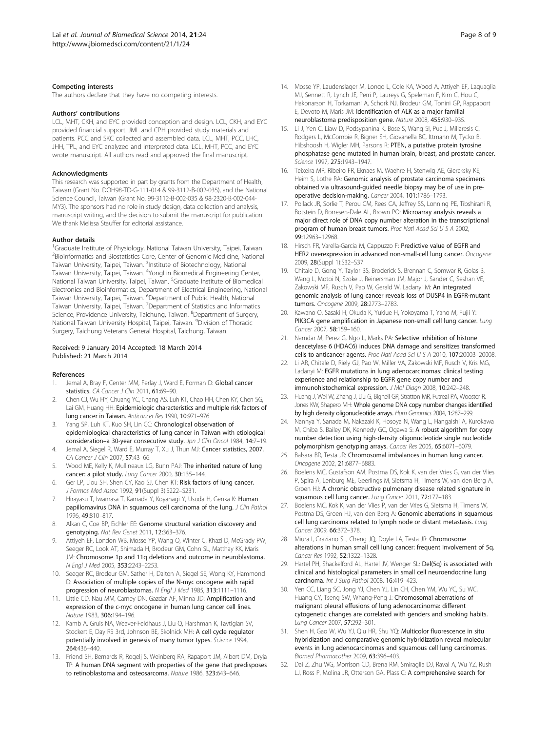### Competing interests

The authors declare that they have no competing interests.

### Authors' contributions

LCL, MHT, CKH, and EYC provided conception and design. LCL, CKH, and EYC provided financial support. JML and CPH provided study materials and patients. PCC and SKC collected and assembled data. LCL, MHT, PCC, LHC, JHH, TPL, and EYC analyzed and interpreted data. LCL, MHT, PCC, and EYC wrote manuscript. All authors read and approved the final manuscript.

### Acknowledgments

This research was supported in part by grants from the Department of Health, Taiwan (Grant No. DOH98-TD-G-111-014 & 99-3112-B-002-035), and the National Science Council, Taiwan (Grant No. 99-3112-B-002-035 & 98-2320-B-002-044-MY3). The sponsors had no role in study design, data collection and analysis, manuscript writing, and the decision to submit the manuscript for publication. We thank Melissa Stauffer for editorial assistance.

### Author details

[1]Graduate Institute of Physiology, National Taiwan University, Taipei, Taiwan. [2]Bioinformatics and Biostatistics Core, Center of Genomic Medicine, National Taiwan University, Taipei, Taiwan. [3]Institute of Biotechnology, National Taiwan University, Taipei, Taiwan. [4]YongLin Biomedical Engineering Center, National Taiwan University, Taipei, Taiwan. [5]Graduate Institute of Biomedical Electronics and Bioinformatics, Department of Electrical Engineering, National Taiwan University, Taipei, Taiwan. [6]Department of Public Health, National Taiwan University, Taipei, Taiwan. [7]Department of Statistics and Informatics Science, Providence University, Taichung, Taiwan. [8]Department of Surgery, National Taiwan University Hospital, Taipei, Taiwan. [9]Division of Thoracic Surgery, Taichung Veterans General Hospital, Taichung, Taiwan.

Received: 9 January 2014 Accepted: 18 March 2014
Published: 21 March 2014

### References

1. Jemal A, Bray F, Center MM, Ferlay J, Ward E, Forman D: **Global cancer statistics.** *CA Cancer J Clin* 2011, **61:**69–90.
2. Chen CJ, Wu HY, Chuang YC, Chang AS, Luh KT, Chao HH, Chen KY, Chen SG, Lai GM, Huang HH: **Epidemiologic characteristics and multiple risk factors of lung cancer in Taiwan.** *Anticancer Res* 1990, **10:**971–976.
3. Yang SP, Luh KT, Kuo SH, Lin CC: **Chronological observation of epidemiological characteristics of lung cancer in Taiwan with etiological consideration–a 30-year consecutive study.** *Jpn J Clin Oncol* 1984, **14:**7–19.
4. Jemal A, Siegel R, Ward E, Murray T, Xu J, Thun MJ: **Cancer statistics, 2007.** *CA Cancer J Clin* 2007, **57:**43–66.
5. Wood ME, Kelly K, Mullineaux LG, Bunn PAJ: **The inherited nature of lung cancer: a pilot study.** *Lung Cancer* 2000, **30:**135–144.
6. Ger LP, Liou SH, Shen CY, Kao SJ, Chen KT: **Risk factors of lung cancer.** *J Formos Med Assoc* 1992, **91**(Suppl 3)**:**S222–S231.
7. Hirayasu T, Iwamasa T, Kamada Y, Koyanagi Y, Usuda H, Genka K: **Human papillomavirus DNA in squamous cell carcinoma of the lung.** *J Clin Pathol* 1996, **49:**810–817.
8. Alkan C, Coe BP, Eichler EE: **Genome structural variation discovery and genotyping.** *Nat Rev Genet* 2011, **12:**363–376.
9. Attiyeh EF, London WB, Mosse YP, Wang Q, Winter C, Khazi D, McGrady PW, Seeger RC, Look AT, Shimada H, Brodeur GM, Cohn SL, Matthay KK, Maris JM: **Chromosome 1p and 11q deletions and outcome in neuroblastoma.** *N Engl J Med* 2005, **353:**2243–2253.
10. Seeger RC, Brodeur GM, Sather H, Dalton A, Siegel SE, Wong KY, Hammond D: **Association of multiple copies of the N-myc oncogene with rapid progression of neuroblastomas.** *N Engl J Med* 1985, **313:**1111–1116.
11. Little CD, Nau MM, Carney DN, Gazdar AF, Minna JD: **Amplification and expression of the c-myc oncogene in human lung cancer cell lines.** *Nature* 1983, **306:**194–196.
12. Kamb A, Gruis NA, Weaver-Feldhaus J, Liu Q, Harshman K, Tavtigian SV, Stockert E, Day RS 3rd, Johnson BE, Skolnick MH: **A cell cycle regulator potentially involved in genesis of many tumor types.** *Science* 1994, **264:**436–440.
13. Friend SH, Bernards R, Rogelj S, Weinberg RA, Rapaport JM, Albert DM, Dryja TP: **A human DNA segment with properties of the gene that predisposes to retinoblastoma and osteosarcoma.** *Nature* 1986, **323:**643–646.
14. Mosse YP, Laudenslager M, Longo L, Cole KA, Wood A, Attiyeh EF, Laquaglia MJ, Sennett R, Lynch JE, Perri P, Laureys G, Speleman F, Kim C, Hou C, Hakonarson H, Torkamani A, Schork NJ, Brodeur GM, Tonini GP, Rappaport E, Devoto M, Maris JM: **Identification of ALK as a major familial neuroblastoma predisposition gene.** *Nature* 2008, **455:**930–935.
15. Li J, Yen C, Liaw D, Podsypanina K, Bose S, Wang SI, Puc J, Miliaresis C, Rodgers L, McCombie R, Bigner SH, Giovanella BC, Ittmann M, Tycko B, Hibshoosh H, Wigler MH, Parsons R: **PTEN, a putative protein tyrosine phosphatase gene mutated in human brain, breast, and prostate cancer.** *Science* 1997, **275:**1943–1947.
16. Teixeira MR, Ribeiro FR, Eknaes M, Waehre H, Stenwig AE, Giercksky KE, Heim S, Lothe RA: **Genomic analysis of prostate carcinoma specimens obtained via ultrasound-guided needle biopsy may be of use in pre-operative decision-making.** *Cancer* 2004, **101:**1786–1793.
17. Pollack JR, Sorlie T, Perou CM, Rees CA, Jeffrey SS, Lonning PE, Tibshirani R, Botstein D, Borresen-Dale AL, Brown PO: **Microarray analysis reveals a major direct role of DNA copy number alteration in the transcriptional program of human breast tumors.** *Proc Natl Acad Sci U S A* 2002, **99:**12963–12968.
18. Hirsch FR, Varella-Garcia M, Cappuzzo F: **Predictive value of EGFR and HER2 overexpression in advanced non-small-cell lung cancer.** *Oncogene* 2009, **28**(Suppl 1)**:**S32–S37.
19. Chitale D, Gong Y, Taylor BS, Broderick S, Brennan C, Somwar R, Golas B, Wang L, Motoi N, Szoke J, Reinersman JM, Major J, Sander C, Seshan VE, Zakowski MF, Rusch V, Pao W, Gerald W, Ladanyi M: **An integrated genomic analysis of lung cancer reveals loss of DUSP4 in EGFR-mutant tumors.** *Oncogene* 2009, **28:**2773–2783.
20. Kawano O, Sasaki H, Okuda K, Yukiue H, Yokoyama T, Yano M, Fujii Y: **PIK3CA gene amplification in Japanese non-small cell lung cancer.** *Lung Cancer* 2007, **58:**159–160.
21. Namdar M, Perez G, Ngo L, Marks PA: **Selective inhibition of histone deacetylase 6 (HDAC6) induces DNA damage and sensitizes transformed cells to anticancer agents.** *Proc Natl Acad Sci U S A* 2010, **107:**20003–20008.
22. Li AR, Chitale D, Riely GJ, Pao W, Miller VA, Zakowski MF, Rusch V, Kris MG, Ladanyi M: **EGFR mutations in lung adenocarcinomas: clinical testing experience and relationship to EGFR gene copy number and immunohistochemical expression.** *J Mol Diagn* 2008, **10:**242–248.
23. Huang J, Wei W, Zhang J, Liu G, Bignell GR, Stratton MR, Futreal PA, Wooster R, Jones KW, Shapero MH: **Whole genome DNA copy number changes identified by high density oligonucleotide arrays.** *Hum Genomics* 2004, **1:**287–299.
24. Nannya Y, Sanada M, Nakazaki K, Hosoya N, Wang L, Hangaishi A, Kurokawa M, Chiba S, Bailey DK, Kennedy GC, Ogawa S: **A robust algorithm for copy number detection using high-density oligonucleotide single nucleotide polymorphism genotyping arrays.** *Cancer Res* 2005, **65:**6071–6079.
25. Balsara BR, Testa JR: **Chromosomal imbalances in human lung cancer.** *Oncogene* 2002, **21:**6877–6883.
26. Boelens MC, Gustafson AM, Postma DS, Kok K, van der Vries G, van der Vlies P, Spira A, Lenburg ME, Geerlings M, Sietsma H, Timens W, van den Berg A, Groen HJ: **A chronic obstructive pulmonary disease related signature in squamous cell lung cancer.** *Lung Cancer* 2011, **72:**177–183.
27. Boelens MC, Kok K, van der Vlies P, van der Vries G, Sietsma H, Timens W, Postma DS, Groen HJ, van den Berg A: **Genomic aberrations in squamous cell lung carcinoma related to lymph node or distant metastasis.** *Lung Cancer* 2009, **66:**372–378.
28. Miura I, Graziano SL, Cheng JQ, Doyle LA, Testa JR: **Chromosome alterations in human small cell lung cancer: frequent involvement of 5q.** *Cancer Res* 1992, **52:**1322–1328.
29. Hartel PH, Shackelford AL, Hartel JV, Wenger SL: **Del(5q) is associated with clinical and histological parameters in small cell neuroendocrine lung carcinoma.** *Int J Surg Pathol* 2008, **16:**419–423.
30. Yen CC, Liang SC, Jong YJ, Chen YJ, Lin CH, Chen YM, Wu YC, Su WC, Huang CY, Tseng SW, Whang-Peng J: **Chromosomal aberrations of malignant pleural effusions of lung adenocarcinoma: different cytogenetic changes are correlated with genders and smoking habits.** *Lung Cancer* 2007, **57:**292–301.
31. Shen H, Gao W, Wu YJ, Qiu HR, Shu YQ: **Multicolor fluorescence in situ hybridization and comparative genomic hybridization reveal molecular events in lung adenocarcinomas and squamous cell lung carcinomas.** *Biomed Pharmacother* 2009, **63:**396–403.
32. Dai Z, Zhu WG, Morrison CD, Brena RM, Smiraglia DJ, Raval A, Wu YZ, Rush LJ, Ross P, Molina JR, Otterson GA, Plass C: **A comprehensive search for**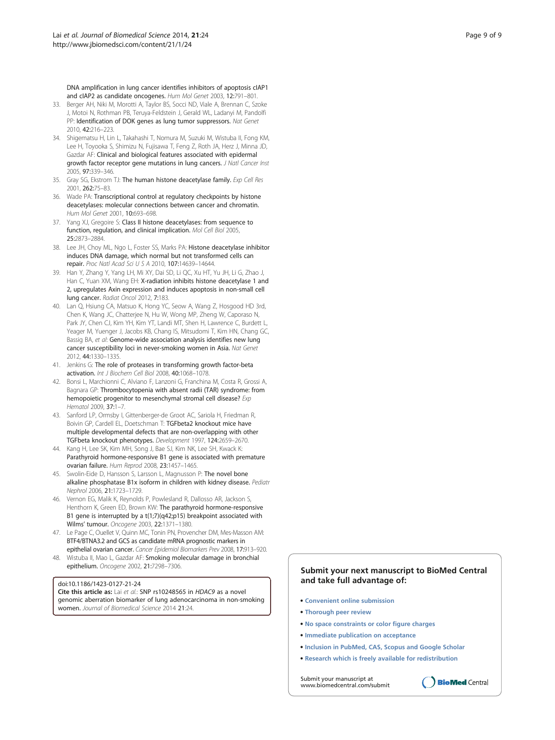DNA amplification in lung cancer identifies inhibitors of apoptosis cIAP1 and cIAP2 as candidate oncogenes. *Hum Mol Genet* 2003, **12**:791–801.

33. Berger AH, Niki M, Morotti A, Taylor BS, Socci ND, Viale A, Brennan C, Szoke J, Motoi N, Rothman PB, Teruya-Feldstein J, Gerald WL, Ladanyi M, Pandolfi PP: Identification of DOK genes as lung tumor suppressors. *Nat Genet* 2010, **42**:216–223.
34. Shigematsu H, Lin L, Takahashi T, Nomura M, Suzuki M, Wistuba II, Fong KM, Lee H, Toyooka S, Shimizu N, Fujisawa T, Feng Z, Roth JA, Herz J, Minna JD, Gazdar AF: Clinical and biological features associated with epidermal growth factor receptor gene mutations in lung cancers. *J Natl Cancer Inst* 2005, **97**:339–346.
35. Gray SG, Ekstrom TJ: The human histone deacetylase family. *Exp Cell Res* 2001, **262**:75–83.
36. Wade PA: Transcriptional control at regulatory checkpoints by histone deacetylases: molecular connections between cancer and chromatin. *Hum Mol Genet* 2001, **10**:693–698.
37. Yang XJ, Gregoire S: Class II histone deacetylases: from sequence to function, regulation, and clinical implication. *Mol Cell Biol* 2005, **25**:2873–2884.
38. Lee JH, Choy ML, Ngo L, Foster SS, Marks PA: Histone deacetylase inhibitor induces DNA damage, which normal but not transformed cells can repair. *Proc Natl Acad Sci U S A* 2010, **107**:14639–14644.
39. Han Y, Zhang Y, Yang LH, Mi XY, Dai SD, Li QC, Xu HT, Yu JH, Li G, Zhao J, Han C, Yuan XM, Wang EH: X-radiation inhibits histone deacetylase 1 and 2, upregulates Axin expression and induces apoptosis in non-small cell lung cancer. *Radiat Oncol* 2012, **7**:183.
40. Lan Q, Hsiung CA, Matsuo K, Hong YC, Seow A, Wang Z, Hosgood HD 3rd, Chen K, Wang JC, Chatterjee N, Hu W, Wong MP, Zheng W, Caporaso N, Park JY, Chen CJ, Kim YH, Kim YT, Landi MT, Shen H, Lawrence C, Burdett L, Yeager M, Yuenger J, Jacobs KB, Chang IS, Mitsudomi T, Kim HN, Chang GC, Bassig BA, *et al*: Genome-wide association analysis identifies new lung cancer susceptibility loci in never-smoking women in Asia. *Nat Genet* 2012, **44**:1330–1335.
41. Jenkins G: The role of proteases in transforming growth factor-beta activation. *Int J Biochem Cell Biol* 2008, **40**:1068–1078.
42. Bonsi L, Marchionni C, Alviano F, Lanzoni G, Franchina M, Costa R, Grossi A, Bagnara GP: Thrombocytopenia with absent radii (TAR) syndrome: from hemopoietic progenitor to mesenchymal stromal cell disease? *Exp Hematol* 2009, **37**:1–7.
43. Sanford LP, Ormsby I, Gittenberger-de Groot AC, Sariola H, Friedman R, Boivin GP, Cardell EL, Doetschman T: TGFbeta2 knockout mice have multiple developmental defects that are non-overlapping with other TGFbeta knockout phenotypes. *Development* 1997, **124**:2659–2670.
44. Kang H, Lee SK, Kim MH, Song J, Bae SJ, Kim NK, Lee SH, Kwack K: Parathyroid hormone-responsive B1 gene is associated with premature ovarian failure. *Hum Reprod* 2008, **23**:1457–1465.
45. Swolin-Eide D, Hansson S, Larsson L, Magnusson P: The novel bone alkaline phosphatase B1x isoform in children with kidney disease. *Pediatr Nephrol* 2006, **21**:1723–1729.
46. Vernon EG, Malik K, Reynolds P, Powlesland R, Dallosso AR, Jackson S, Henthorn K, Green ED, Brown KW: The parathyroid hormone-responsive B1 gene is interrupted by a t(1;7)(q42;p15) breakpoint associated with Wilms' tumour. *Oncogene* 2003, **22**:1371–1380.
47. Le Page C, Ouellet V, Quinn MC, Tonin PN, Provencher DM, Mes-Masson AM: BTF4/BTNA3.2 and GCS as candidate mRNA prognostic markers in epithelial ovarian cancer. *Cancer Epidemiol Biomarkers Prev* 2008, **17**:913–920.
48. Wistuba II, Mao L, Gazdar AF: Smoking molecular damage in bronchial epithelium. *Oncogene* 2002, **21**:7298–7306.

doi:10.1186/1423-0127-21-24

**Cite this article as:** Lai *et al.*: SNP rs10248565 in *HDAC9* as a novel genomic aberration biomarker of lung adenocarcinoma in non-smoking women. *Journal of Biomedical Science* 2014 **21**:24.

**Submit your next manuscript to BioMed Central and take full advantage of:**

- **Convenient online submission**
- **Thorough peer review**
- **No space constraints or color figure charges**
- **Immediate publication on acceptance**
- **Inclusion in PubMed, CAS, Scopus and Google Scholar**
- **Research which is freely available for redistribution**

Submit your manuscript at
www.biomedcentral.com/submit

BioMed Central